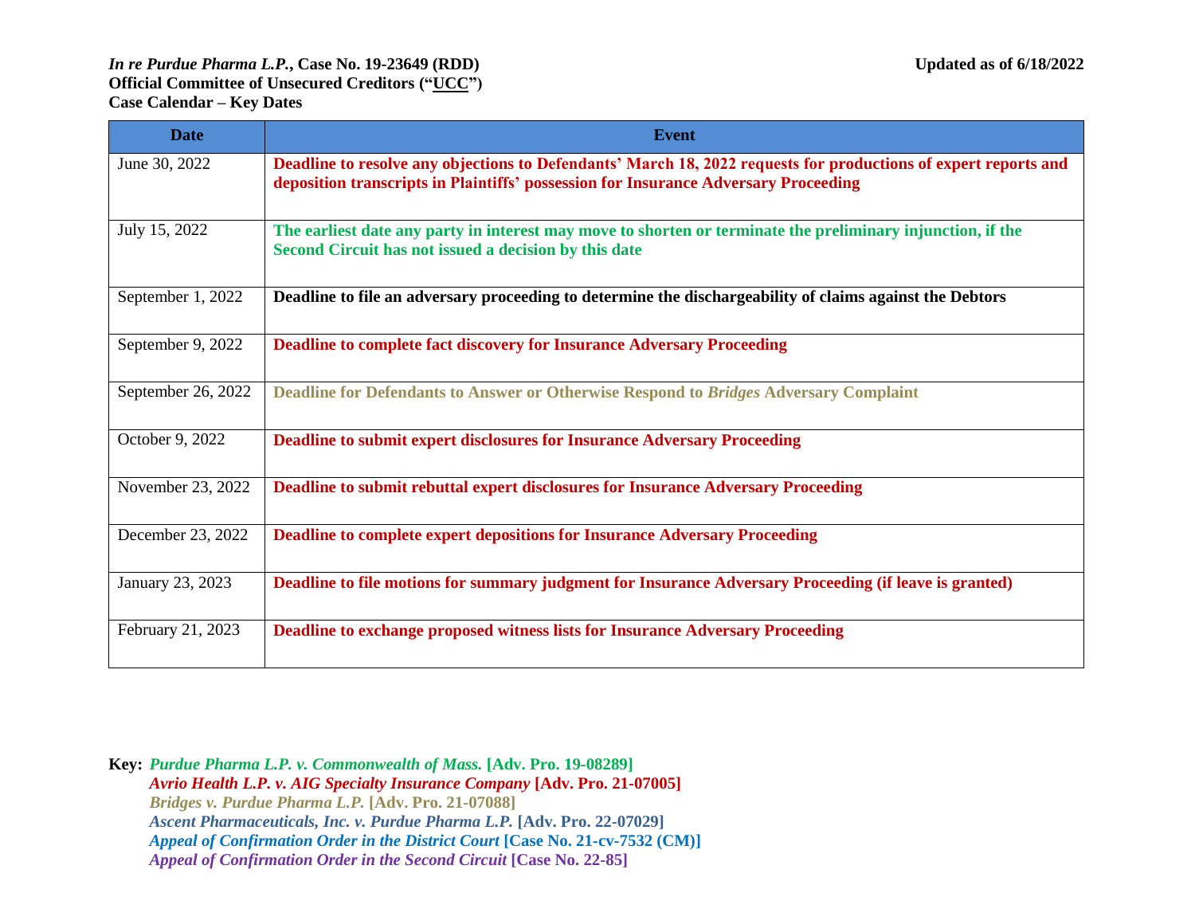***In re Purdue Pharma L.P.*, Case No. 19-23649 (RDD)**
**Official Committee of Unsecured Creditors ("UCC")**
**Case Calendar – Key Dates**

**Updated as of 6/18/2022**

| Date | Event |
|---|---|
| June 30, 2022 | **Deadline to resolve any objections to Defendants' March 18, 2022 requests for productions of expert reports and deposition transcripts in Plaintiffs' possession for Insurance Adversary Proceeding** |
| July 15, 2022 | **The earliest date any party in interest may move to shorten or terminate the preliminary injunction, if the Second Circuit has not issued a decision by this date** |
| September 1, 2022 | **Deadline to file an adversary proceeding to determine the dischargeability of claims against the Debtors** |
| September 9, 2022 | **Deadline to complete fact discovery for Insurance Adversary Proceeding** |
| September 26, 2022 | **Deadline for Defendants to Answer or Otherwise Respond to *Bridges* Adversary Complaint** |
| October 9, 2022 | **Deadline to submit expert disclosures for Insurance Adversary Proceeding** |
| November 23, 2022 | **Deadline to submit rebuttal expert disclosures for Insurance Adversary Proceeding** |
| December 23, 2022 | **Deadline to complete expert depositions for Insurance Adversary Proceeding** |
| January 23, 2023 | **Deadline to file motions for summary judgment for Insurance Adversary Proceeding (if leave is granted)** |
| February 21, 2023 | **Deadline to exchange proposed witness lists for Insurance Adversary Proceeding** |

**Key:** ***Purdue Pharma L.P. v. Commonwealth of Mass.* [Adv. Pro. 19-08289]**
***Avrio Health L.P. v. AIG Specialty Insurance Company* [Adv. Pro. 21-07005]**
***Bridges v. Purdue Pharma L.P.* [Adv. Pro. 21-07088]**
***Ascent Pharmaceuticals, Inc. v. Purdue Pharma L.P.* [Adv. Pro. 22-07029]**
***Appeal of Confirmation Order in the District Court* [Case No. 21-cv-7532 (CM)]**
***Appeal of Confirmation Order in the Second Circuit* [Case No. 22-85]**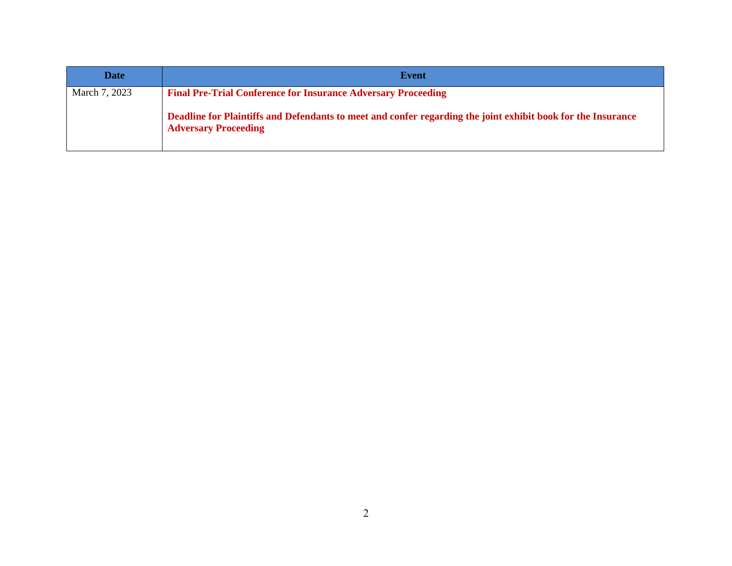| Date | Event |
| --- | --- |
| March 7, 2023 | **Final Pre-Trial Conference for Insurance Adversary Proceeding**<br><br>**Deadline for Plaintiffs and Defendants to meet and confer regarding the joint exhibit book for the Insurance Adversary Proceeding** |